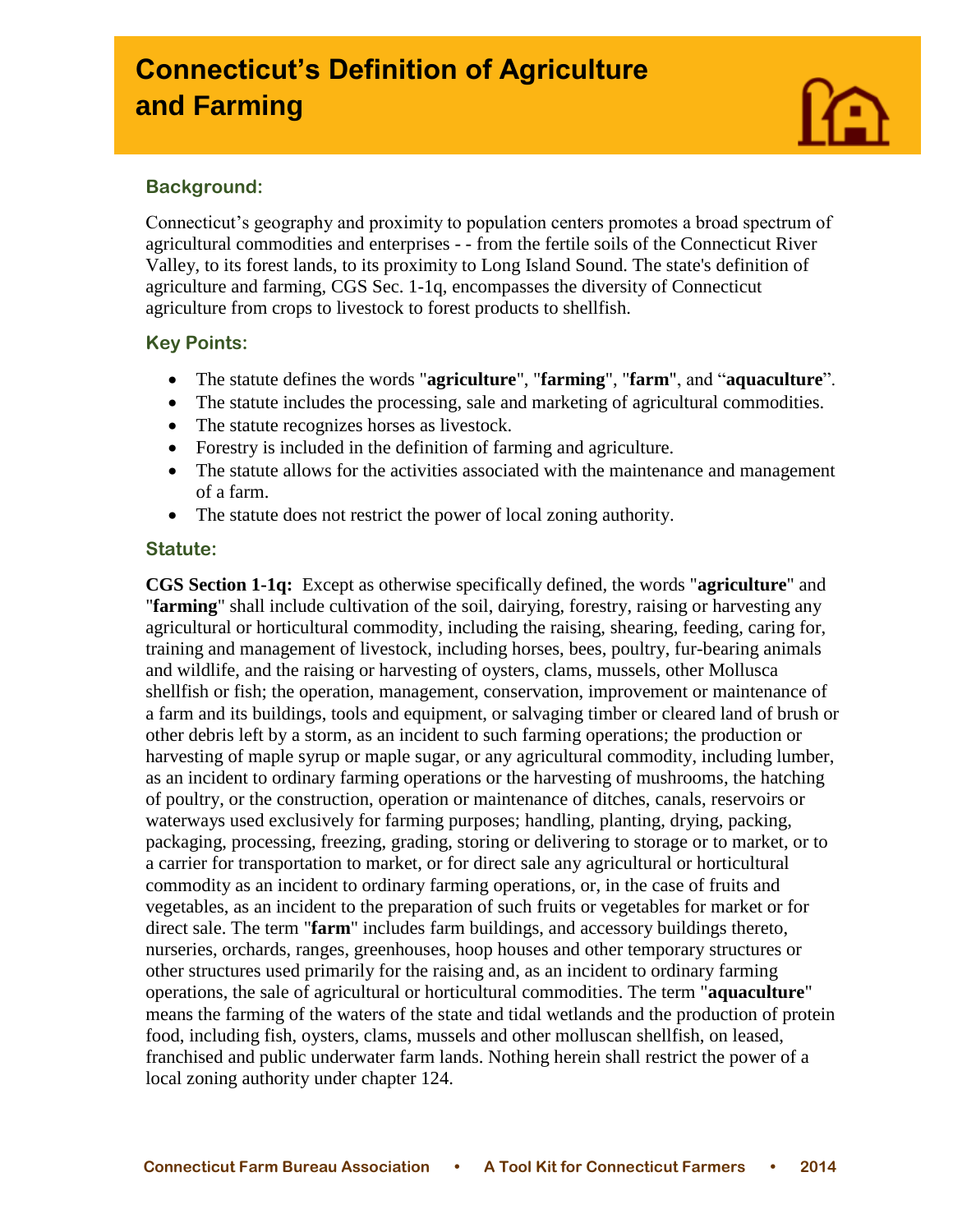# Connecticut's Definition of Agriculture and Farming

## Background:

Connecticut's geography and proximity to population centers promotes a broad spectrum of agricultural commodities and enterprises - - from the fertile soils of the Connecticut River Valley, to its forest lands, to its proximity to Long Island Sound. The state's definition of agriculture and farming, CGS Sec. 1-1q, encompasses the diversity of Connecticut agriculture from crops to livestock to forest products to shellfish.

## Key Points:

- The statute defines the words "**agriculture**", "**farming**", "**farm**", and "**aquaculture**".
- The statute includes the processing, sale and marketing of agricultural commodities.
- The statute recognizes horses as livestock.
- Forestry is included in the definition of farming and agriculture.
- The statute allows for the activities associated with the maintenance and management of a farm.
- The statute does not restrict the power of local zoning authority.

## Statute:

**CGS Section 1-1q:** Except as otherwise specifically defined, the words "**agriculture**" and "**farming**" shall include cultivation of the soil, dairying, forestry, raising or harvesting any agricultural or horticultural commodity, including the raising, shearing, feeding, caring for, training and management of livestock, including horses, bees, poultry, fur-bearing animals and wildlife, and the raising or harvesting of oysters, clams, mussels, other Mollusca shellfish or fish; the operation, management, conservation, improvement or maintenance of a farm and its buildings, tools and equipment, or salvaging timber or cleared land of brush or other debris left by a storm, as an incident to such farming operations; the production or harvesting of maple syrup or maple sugar, or any agricultural commodity, including lumber, as an incident to ordinary farming operations or the harvesting of mushrooms, the hatching of poultry, or the construction, operation or maintenance of ditches, canals, reservoirs or waterways used exclusively for farming purposes; handling, planting, drying, packing, packaging, processing, freezing, grading, storing or delivering to storage or to market, or to a carrier for transportation to market, or for direct sale any agricultural or horticultural commodity as an incident to ordinary farming operations, or, in the case of fruits and vegetables, as an incident to the preparation of such fruits or vegetables for market or for direct sale. The term "**farm**" includes farm buildings, and accessory buildings thereto, nurseries, orchards, ranges, greenhouses, hoop houses and other temporary structures or other structures used primarily for the raising and, as an incident to ordinary farming operations, the sale of agricultural or horticultural commodities. The term "**aquaculture**" means the farming of the waters of the state and tidal wetlands and the production of protein food, including fish, oysters, clams, mussels and other molluscan shellfish, on leased, franchised and public underwater farm lands. Nothing herein shall restrict the power of a local zoning authority under chapter 124.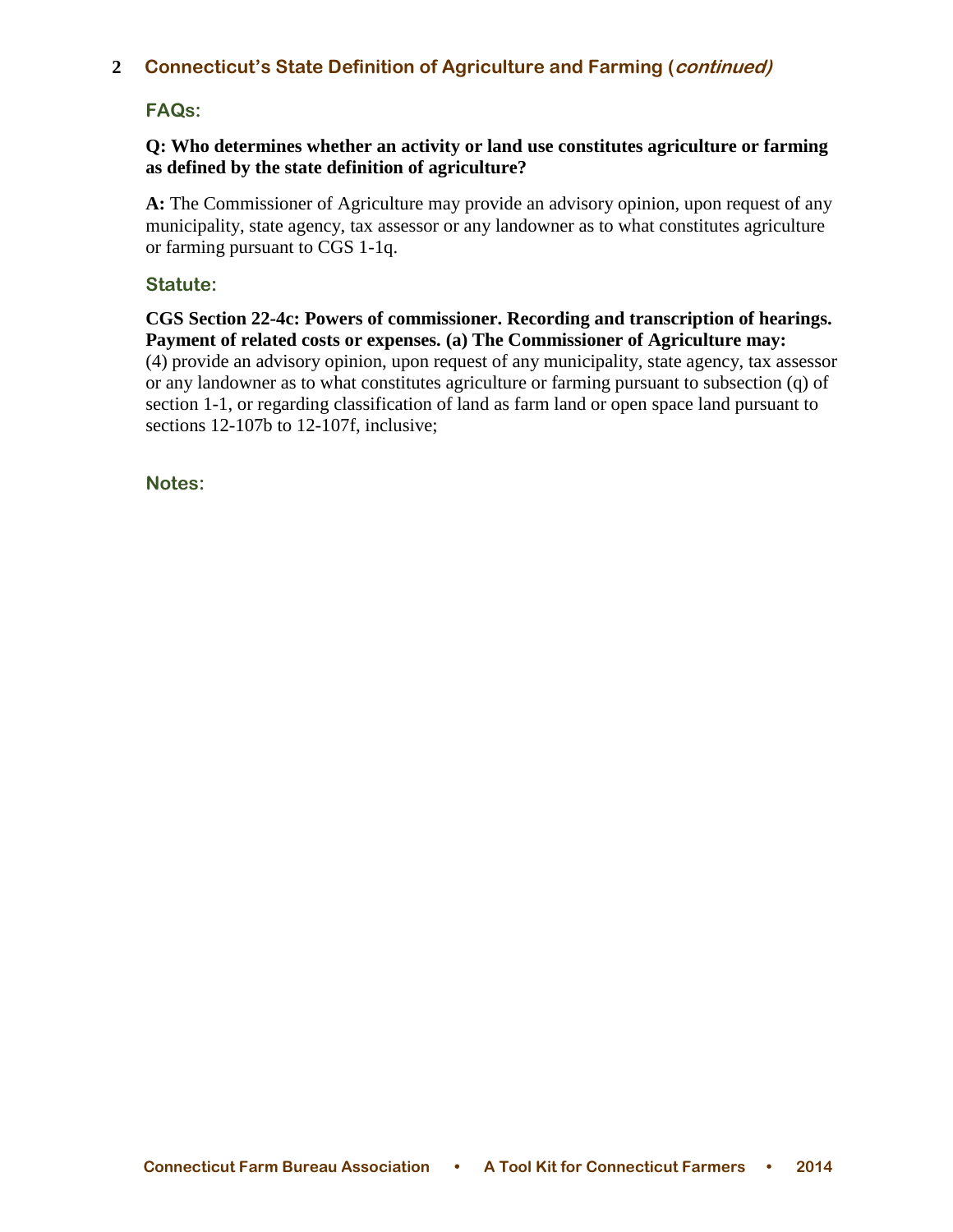## Connecticut's State Definition of Agriculture and Farming (*continued*)

### FAQs:

**Q: Who determines whether an activity or land use constitutes agriculture or farming as defined by the state definition of agriculture?**

**A:** The Commissioner of Agriculture may provide an advisory opinion, upon request of any municipality, state agency, tax assessor or any landowner as to what constitutes agriculture or farming pursuant to CGS 1-1q.

### Statute:

**CGS Section 22-4c: Powers of commissioner. Recording and transcription of hearings. Payment of related costs or expenses. (a) The Commissioner of Agriculture may:**
(4) provide an advisory opinion, upon request of any municipality, state agency, tax assessor or any landowner as to what constitutes agriculture or farming pursuant to subsection (q) of section 1-1, or regarding classification of land as farm land or open space land pursuant to sections 12-107b to 12-107f, inclusive;

### Notes: